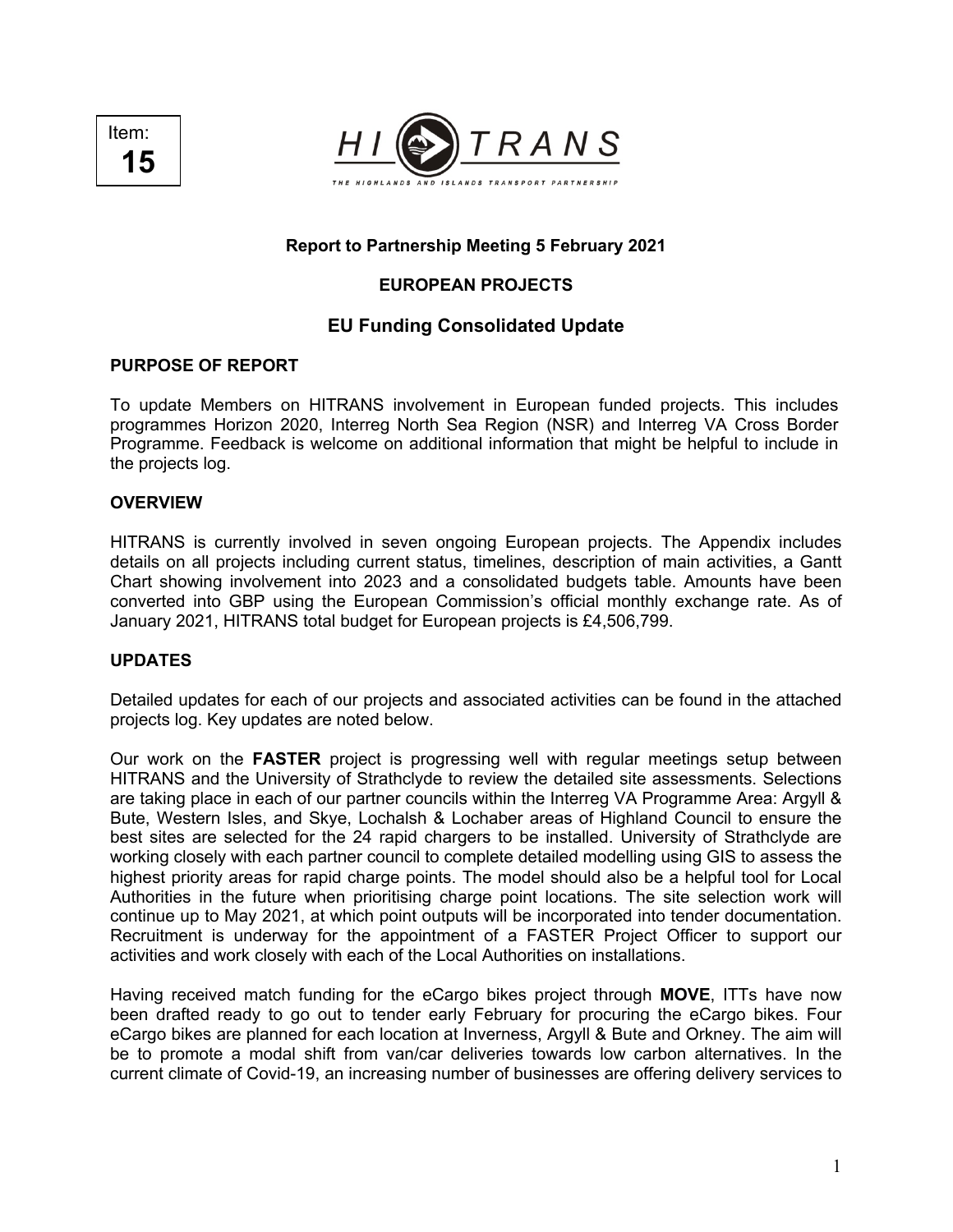Item: **15**

HITRANS

THE HIGHLANDS AND ISLANDS TRANSPORT PARTNERSHIP

**Report to Partnership Meeting 5 February 2021**

**EUROPEAN PROJECTS**

## EU Funding Consolidated Update

### PURPOSE OF REPORT

To update Members on HITRANS involvement in European funded projects. This includes programmes Horizon 2020, Interreg North Sea Region (NSR) and Interreg VA Cross Border Programme. Feedback is welcome on additional information that might be helpful to include in the projects log.

### OVERVIEW

HITRANS is currently involved in seven ongoing European projects. The Appendix includes details on all projects including current status, timelines, description of main activities, a Gantt Chart showing involvement into 2023 and a consolidated budgets table. Amounts have been converted into GBP using the European Commission's official monthly exchange rate. As of January 2021, HITRANS total budget for European projects is £4,506,799.

### UPDATES

Detailed updates for each of our projects and associated activities can be found in the attached projects log. Key updates are noted below.

Our work on the **FASTER** project is progressing well with regular meetings setup between HITRANS and the University of Strathclyde to review the detailed site assessments. Selections are taking place in each of our partner councils within the Interreg VA Programme Area: Argyll & Bute, Western Isles, and Skye, Lochalsh & Lochaber areas of Highland Council to ensure the best sites are selected for the 24 rapid chargers to be installed. University of Strathclyde are working closely with each partner council to complete detailed modelling using GIS to assess the highest priority areas for rapid charge points. The model should also be a helpful tool for Local Authorities in the future when prioritising charge point locations. The site selection work will continue up to May 2021, at which point outputs will be incorporated into tender documentation. Recruitment is underway for the appointment of a FASTER Project Officer to support our activities and work closely with each of the Local Authorities on installations.

Having received match funding for the eCargo bikes project through **MOVE**, ITTs have now been drafted ready to go out to tender early February for procuring the eCargo bikes. Four eCargo bikes are planned for each location at Inverness, Argyll & Bute and Orkney. The aim will be to promote a modal shift from van/car deliveries towards low carbon alternatives. In the current climate of Covid-19, an increasing number of businesses are offering delivery services to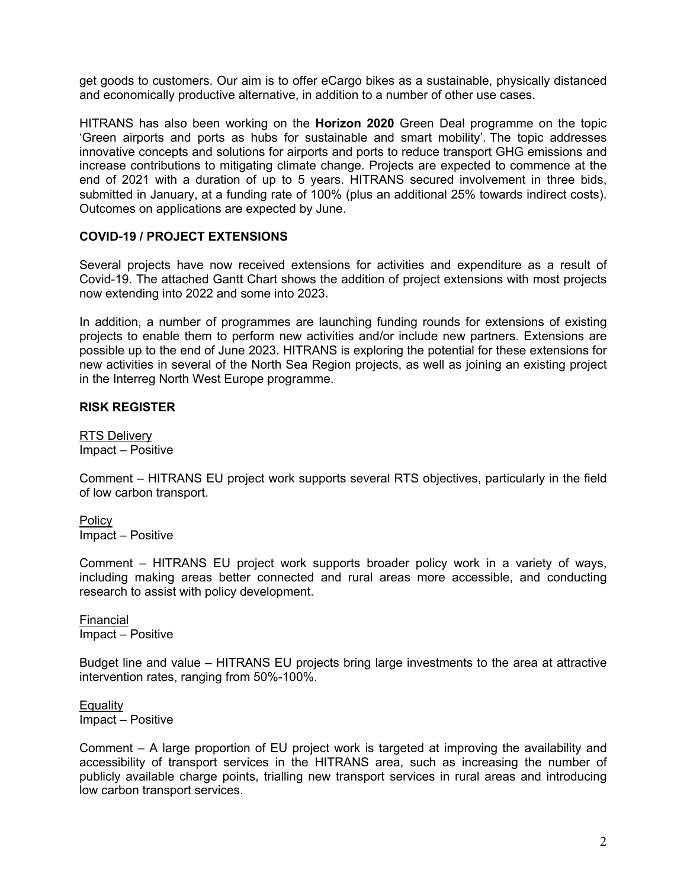get goods to customers. Our aim is to offer eCargo bikes as a sustainable, physically distanced and economically productive alternative, in addition to a number of other use cases.

HITRANS has also been working on the **Horizon 2020** Green Deal programme on the topic 'Green airports and ports as hubs for sustainable and smart mobility'. The topic addresses innovative concepts and solutions for airports and ports to reduce transport GHG emissions and increase contributions to mitigating climate change. Projects are expected to commence at the end of 2021 with a duration of up to 5 years. HITRANS secured involvement in three bids, submitted in January, at a funding rate of 100% (plus an additional 25% towards indirect costs). Outcomes on applications are expected by June.

## COVID-19 / PROJECT EXTENSIONS

Several projects have now received extensions for activities and expenditure as a result of Covid-19. The attached Gantt Chart shows the addition of project extensions with most projects now extending into 2022 and some into 2023.

In addition, a number of programmes are launching funding rounds for extensions of existing projects to enable them to perform new activities and/or include new partners. Extensions are possible up to the end of June 2023. HITRANS is exploring the potential for these extensions for new activities in several of the North Sea Region projects, as well as joining an existing project in the Interreg North West Europe programme.

## RISK REGISTER

RTS Delivery
Impact – Positive

Comment – HITRANS EU project work supports several RTS objectives, particularly in the field of low carbon transport.

Policy
Impact – Positive

Comment – HITRANS EU project work supports broader policy work in a variety of ways, including making areas better connected and rural areas more accessible, and conducting research to assist with policy development.

Financial
Impact – Positive

Budget line and value – HITRANS EU projects bring large investments to the area at attractive intervention rates, ranging from 50%-100%.

Equality
Impact – Positive

Comment – A large proportion of EU project work is targeted at improving the availability and accessibility of transport services in the HITRANS area, such as increasing the number of publicly available charge points, trialling new transport services in rural areas and introducing low carbon transport services.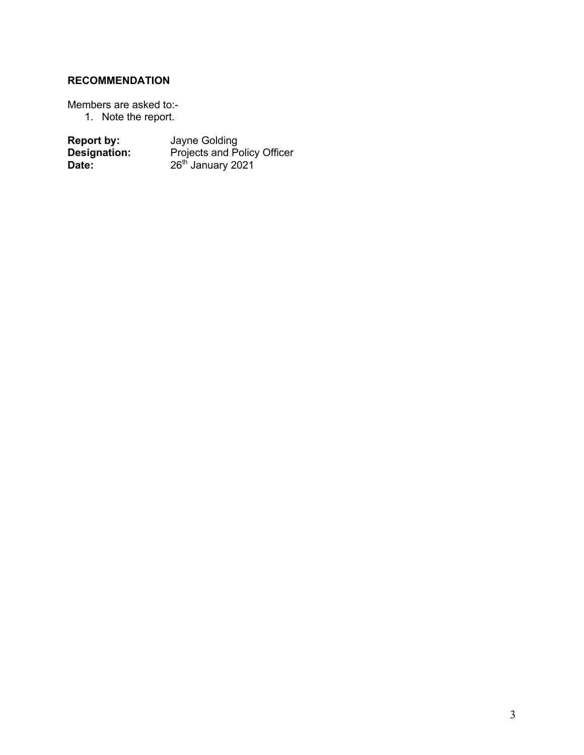## RECOMMENDATION

Members are asked to:-

1. Note the report.

**Report by:** Jayne Golding
**Designation:** Projects and Policy Officer
**Date:** 26th January 2021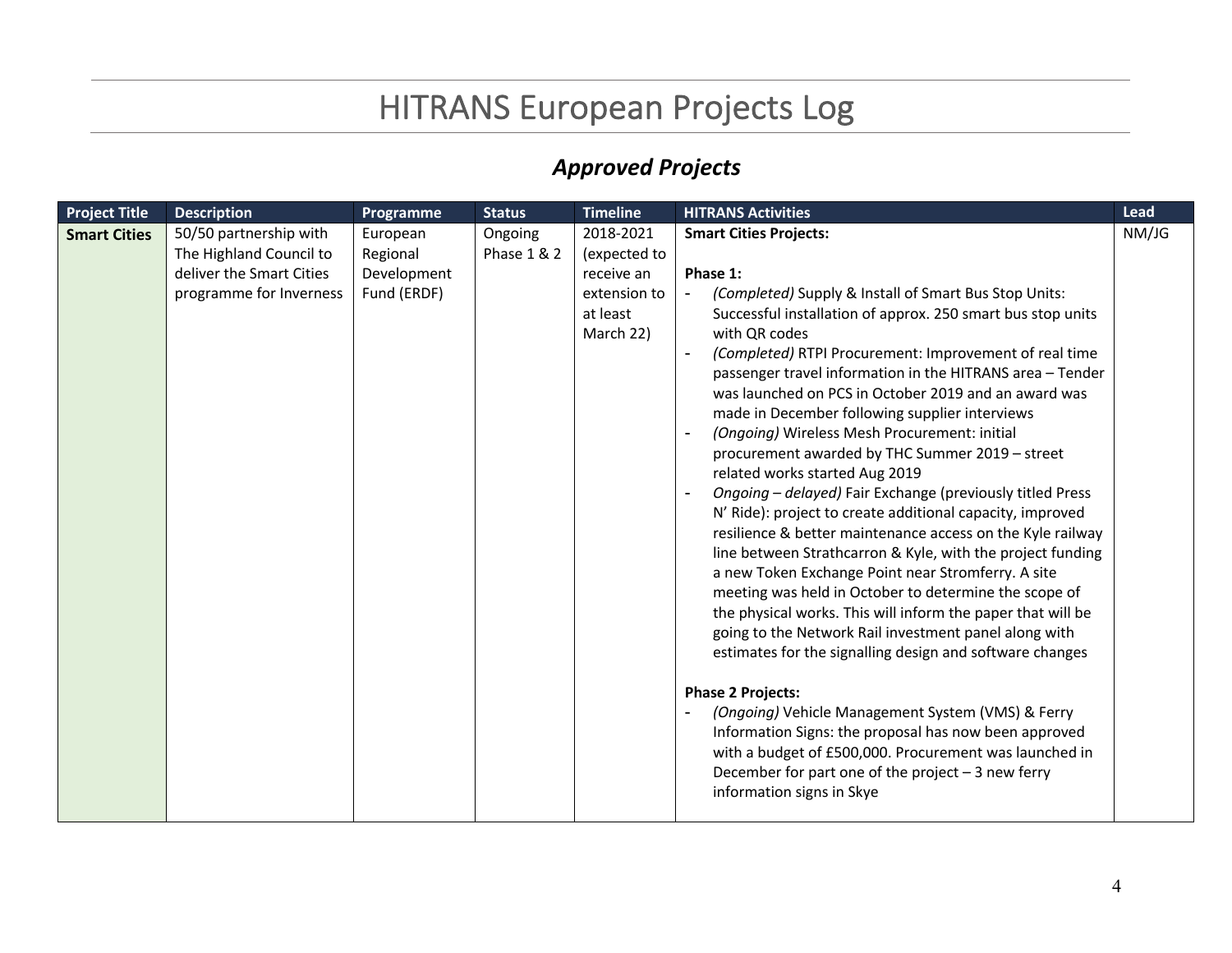# HITRANS European Projects Log

## *Approved Projects*

| Project Title | Description | Programme | Status | Timeline | HITRANS Activities | Lead |
|---|---|---|---|---|---|---|
| **Smart Cities** | 50/50 partnership with The Highland Council to deliver the Smart Cities programme for Inverness | European Regional Development Fund (ERDF) | Ongoing Phase 1 & 2 | 2018-2021 (expected to receive an extension to at least March 22) | **Smart Cities Projects:**<br><br>**Phase 1:**<br>- *(Completed)* Supply & Install of Smart Bus Stop Units: Successful installation of approx. 250 smart bus stop units with QR codes<br>- *(Completed)* RTPI Procurement: Improvement of real time passenger travel information in the HITRANS area – Tender was launched on PCS in October 2019 and an award was made in December following supplier interviews<br>- *(Ongoing)* Wireless Mesh Procurement: initial procurement awarded by THC Summer 2019 – street related works started Aug 2019<br>- *Ongoing – delayed)* Fair Exchange (previously titled Press N' Ride): project to create additional capacity, improved resilience & better maintenance access on the Kyle railway line between Strathcarron & Kyle, with the project funding a new Token Exchange Point near Stromferry. A site meeting was held in October to determine the scope of the physical works. This will inform the paper that will be going to the Network Rail investment panel along with estimates for the signalling design and software changes<br><br>**Phase 2 Projects:**<br>- *(Ongoing)* Vehicle Management System (VMS) & Ferry Information Signs: the proposal has now been approved with a budget of £500,000. Procurement was launched in December for part one of the project – 3 new ferry information signs in Skye | NM/JG |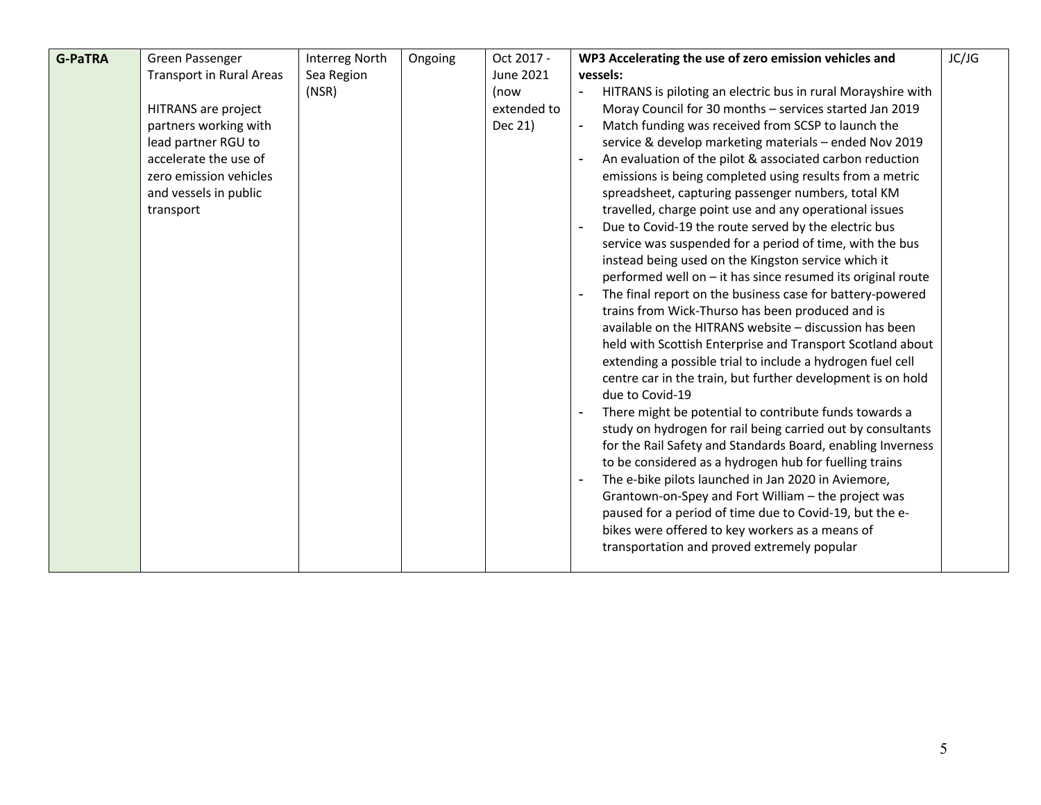| G-PaTRA | Green Passenger Transport in Rural Areas<br><br>HITRANS are project partners working with lead partner RGU to accelerate the use of zero emission vehicles and vessels in public transport | Interreg North Sea Region (NSR) | Ongoing | Oct 2017 - June 2021 (now extended to Dec 21) | **WP3 Accelerating the use of zero emission vehicles and vessels:**<br>- HITRANS is piloting an electric bus in rural Morayshire with Moray Council for 30 months – services started Jan 2019<br>- Match funding was received from SCSP to launch the service & develop marketing materials – ended Nov 2019<br>- An evaluation of the pilot & associated carbon reduction emissions is being completed using results from a metric spreadsheet, capturing passenger numbers, total KM travelled, charge point use and any operational issues<br>- Due to Covid-19 the route served by the electric bus service was suspended for a period of time, with the bus instead being used on the Kingston service which it performed well on – it has since resumed its original route<br>- The final report on the business case for battery-powered trains from Wick-Thurso has been produced and is available on the HITRANS website – discussion has been held with Scottish Enterprise and Transport Scotland about extending a possible trial to include a hydrogen fuel cell centre car in the train, but further development is on hold due to Covid-19<br>- There might be potential to contribute funds towards a study on hydrogen for rail being carried out by consultants for the Rail Safety and Standards Board, enabling Inverness to be considered as a hydrogen hub for fuelling trains<br>- The e-bike pilots launched in Jan 2020 in Aviemore, Grantown-on-Spey and Fort William – the project was paused for a period of time due to Covid-19, but the e-bikes were offered to key workers as a means of transportation and proved extremely popular | JC/JG |
|---|---|---|---|---|---|---|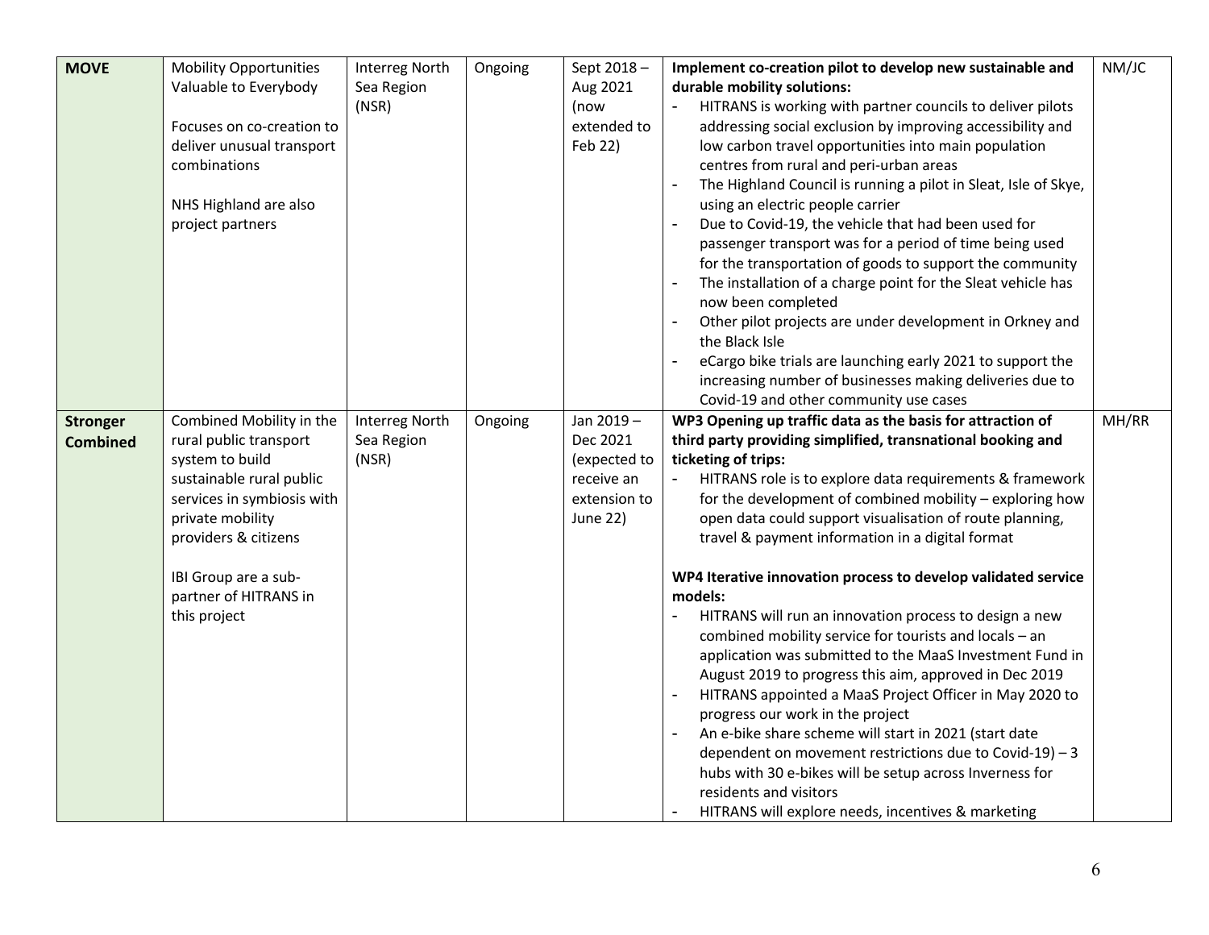| **MOVE** | Mobility Opportunities Valuable to Everybody<br><br>Focuses on co-creation to deliver unusual transport combinations<br><br>NHS Highland are also project partners | Interreg North Sea Region (NSR) | Ongoing | Sept 2018 – Aug 2021 (now extended to Feb 22) | **Implement co-creation pilot to develop new sustainable and durable mobility solutions:**<br>- HITRANS is working with partner councils to deliver pilots addressing social exclusion by improving accessibility and low carbon travel opportunities into main population centres from rural and peri-urban areas<br>- The Highland Council is running a pilot in Sleat, Isle of Skye, using an electric people carrier<br>- Due to Covid-19, the vehicle that had been used for passenger transport was for a period of time being used for the transportation of goods to support the community<br>- The installation of a charge point for the Sleat vehicle has now been completed<br>- Other pilot projects are under development in Orkney and the Black Isle<br>- eCargo bike trials are launching early 2021 to support the increasing number of businesses making deliveries due to Covid-19 and other community use cases | NM/JC |
|---|---|---|---|---|---|---|
| **Stronger Combined** | Combined Mobility in the rural public transport system to build sustainable rural public services in symbiosis with private mobility providers & citizens<br><br>IBI Group are a sub-partner of HITRANS in this project | Interreg North Sea Region (NSR) | Ongoing | Jan 2019 – Dec 2021 (expected to receive an extension to June 22) | **WP3 Opening up traffic data as the basis for attraction of third party providing simplified, transnational booking and ticketing of trips:**<br>- HITRANS role is to explore data requirements & framework for the development of combined mobility – exploring how open data could support visualisation of route planning, travel & payment information in a digital format<br><br>**WP4 Iterative innovation process to develop validated service models:**<br>- HITRANS will run an innovation process to design a new combined mobility service for tourists and locals – an application was submitted to the MaaS Investment Fund in August 2019 to progress this aim, approved in Dec 2019<br>- HITRANS appointed a MaaS Project Officer in May 2020 to progress our work in the project<br>- An e-bike share scheme will start in 2021 (start date dependent on movement restrictions due to Covid-19) – 3 hubs with 30 e-bikes will be setup across Inverness for residents and visitors<br>- HITRANS will explore needs, incentives & marketing | MH/RR |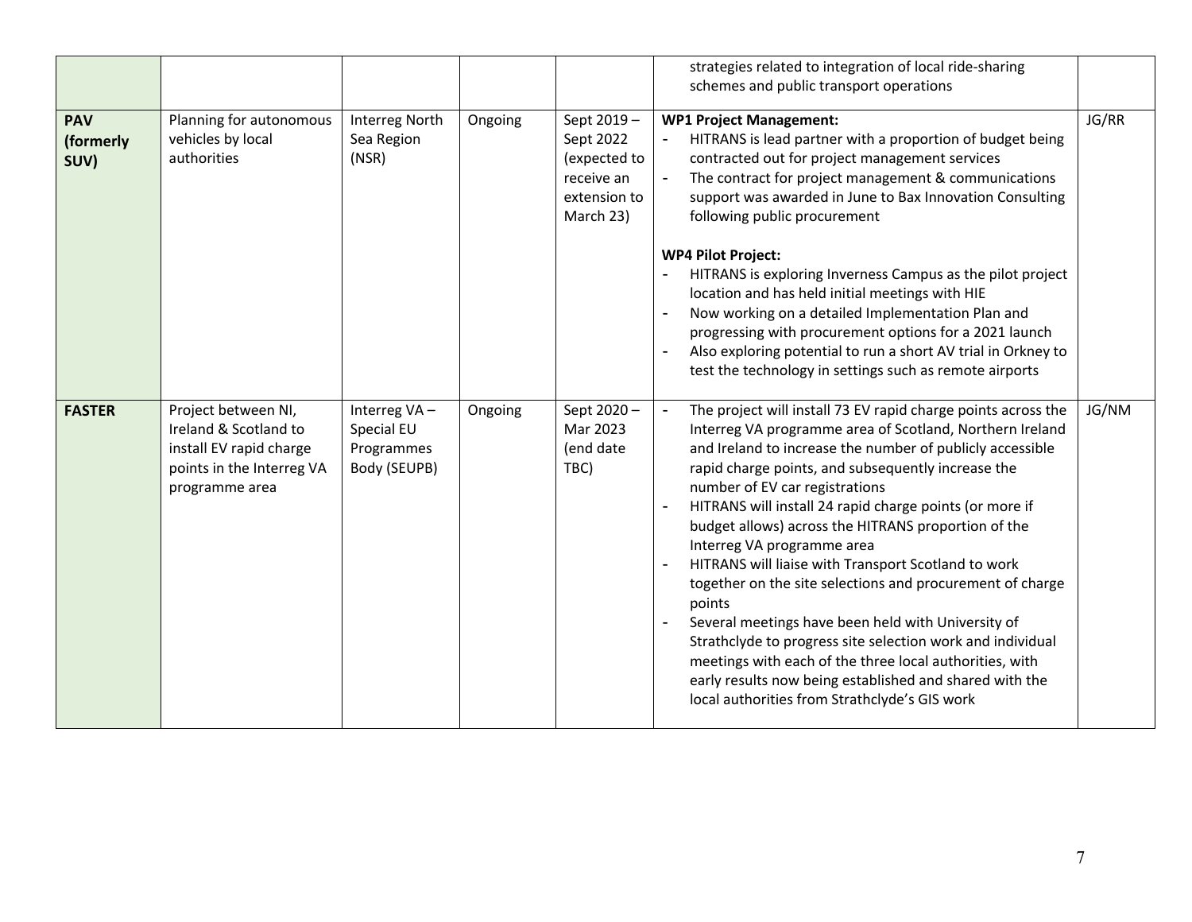| | | | | | | |
|---|---|---|---|---|---|---|
| | | | | | strategies related to integration of local ride-sharing schemes and public transport operations | |
| **PAV (formerly SUV)** | Planning for autonomous vehicles by local authorities | Interreg North Sea Region (NSR) | Ongoing | Sept 2019 – Sept 2022 (expected to receive an extension to March 23) | **WP1 Project Management:**<br>- HITRANS is lead partner with a proportion of budget being contracted out for project management services<br>- The contract for project management & communications support was awarded in June to Bax Innovation Consulting following public procurement<br><br>**WP4 Pilot Project:**<br>- HITRANS is exploring Inverness Campus as the pilot project location and has held initial meetings with HIE<br>- Now working on a detailed Implementation Plan and progressing with procurement options for a 2021 launch<br>- Also exploring potential to run a short AV trial in Orkney to test the technology in settings such as remote airports | JG/RR |
| **FASTER** | Project between NI, Ireland & Scotland to install EV rapid charge points in the Interreg VA programme area | Interreg VA – Special EU Programmes Body (SEUPB) | Ongoing | Sept 2020 – Mar 2023 (end date TBC) | - The project will install 73 EV rapid charge points across the Interreg VA programme area of Scotland, Northern Ireland and Ireland to increase the number of publicly accessible rapid charge points, and subsequently increase the number of EV car registrations<br>- HITRANS will install 24 rapid charge points (or more if budget allows) across the HITRANS proportion of the Interreg VA programme area<br>- HITRANS will liaise with Transport Scotland to work together on the site selections and procurement of charge points<br>- Several meetings have been held with University of Strathclyde to progress site selection work and individual meetings with each of the three local authorities, with early results now being established and shared with the local authorities from Strathclyde's GIS work | JG/NM |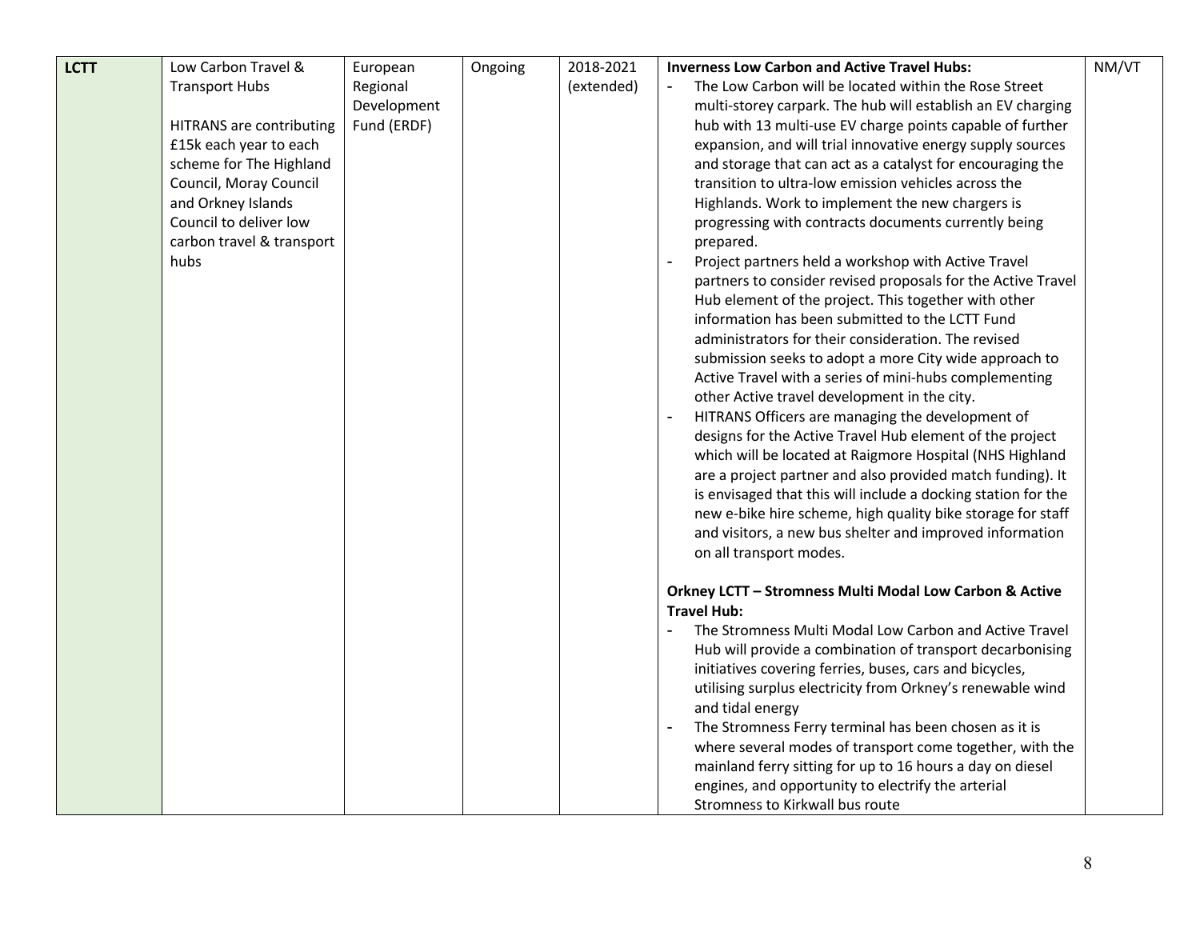| **LCTT** | Low Carbon Travel & Transport Hubs<br><br>HITRANS are contributing £15k each year to each scheme for The Highland Council, Moray Council and Orkney Islands Council to deliver low carbon travel & transport hubs | European Regional Development Fund (ERDF) | Ongoing | 2018-2021 (extended) | **Inverness Low Carbon and Active Travel Hubs:**<br>- The Low Carbon will be located within the Rose Street multi-storey carpark. The hub will establish an EV charging hub with 13 multi-use EV charge points capable of further expansion, and will trial innovative energy supply sources and storage that can act as a catalyst for encouraging the transition to ultra-low emission vehicles across the Highlands. Work to implement the new chargers is progressing with contracts documents currently being prepared.<br>- Project partners held a workshop with Active Travel partners to consider revised proposals for the Active Travel Hub element of the project. This together with other information has been submitted to the LCTT Fund administrators for their consideration. The revised submission seeks to adopt a more City wide approach to Active Travel with a series of mini-hubs complementing other Active travel development in the city.<br>- HITRANS Officers are managing the development of designs for the Active Travel Hub element of the project which will be located at Raigmore Hospital (NHS Highland are a project partner and also provided match funding). It is envisaged that this will include a docking station for the new e-bike hire scheme, high quality bike storage for staff and visitors, a new bus shelter and improved information on all transport modes.<br><br>**Orkney LCTT – Stromness Multi Modal Low Carbon & Active Travel Hub:**<br>- The Stromness Multi Modal Low Carbon and Active Travel Hub will provide a combination of transport decarbonising initiatives covering ferries, buses, cars and bicycles, utilising surplus electricity from Orkney's renewable wind and tidal energy<br>- The Stromness Ferry terminal has been chosen as it is where several modes of transport come together, with the mainland ferry sitting for up to 16 hours a day on diesel engines, and opportunity to electrify the arterial Stromness to Kirkwall bus route | NM/VT |
|---|---|---|---|---|---|---|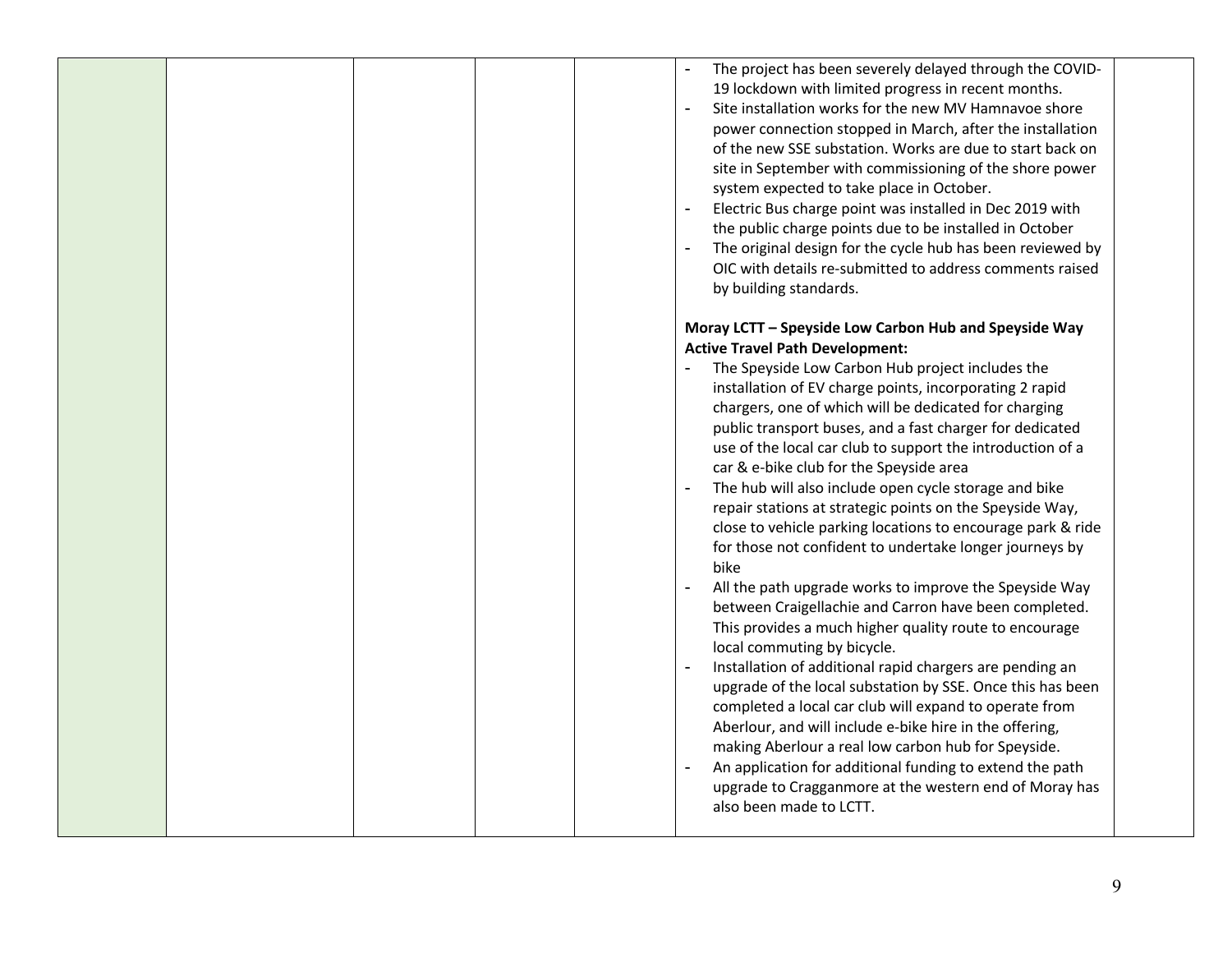| | | | | | | |
|---|---|---|---|---|---|---|
| | | | | | - The project has been severely delayed through the COVID-19 lockdown with limited progress in recent months.<br>- Site installation works for the new MV Hamnavoe shore power connection stopped in March, after the installation of the new SSE substation. Works are due to start back on site in September with commissioning of the shore power system expected to take place in October.<br>- Electric Bus charge point was installed in Dec 2019 with the public charge points due to be installed in October<br>- The original design for the cycle hub has been reviewed by OIC with details re-submitted to address comments raised by building standards.<br><br>**Moray LCTT – Speyside Low Carbon Hub and Speyside Way Active Travel Path Development:**<br>- The Speyside Low Carbon Hub project includes the installation of EV charge points, incorporating 2 rapid chargers, one of which will be dedicated for charging public transport buses, and a fast charger for dedicated use of the local car club to support the introduction of a car & e-bike club for the Speyside area<br>- The hub will also include open cycle storage and bike repair stations at strategic points on the Speyside Way, close to vehicle parking locations to encourage park & ride for those not confident to undertake longer journeys by bike<br>- All the path upgrade works to improve the Speyside Way between Craigellachie and Carron have been completed. This provides a much higher quality route to encourage local commuting by bicycle.<br>- Installation of additional rapid chargers are pending an upgrade of the local substation by SSE. Once this has been completed a local car club will expand to operate from Aberlour, and will include e-bike hire in the offering, making Aberlour a real low carbon hub for Speyside.<br>- An application for additional funding to extend the path upgrade to Cragganmore at the western end of Moray has also been made to LCTT. | |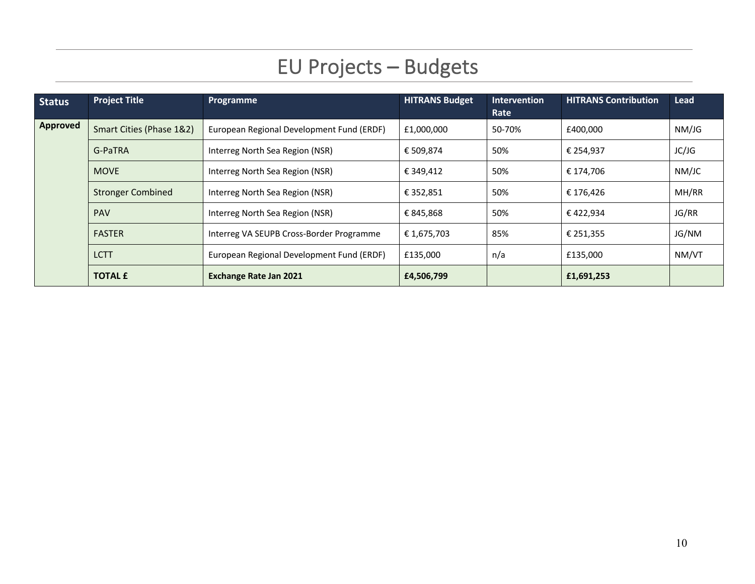# EU Projects – Budgets

| Status | Project Title | Programme | HITRANS Budget | Intervention Rate | HITRANS Contribution | Lead |
|---|---|---|---|---|---|---|
| **Approved** | Smart Cities (Phase 1&2) | European Regional Development Fund (ERDF) | £1,000,000 | 50-70% | £400,000 | NM/JG |
| | G-PaTRA | Interreg North Sea Region (NSR) | € 509,874 | 50% | € 254,937 | JC/JG |
| | MOVE | Interreg North Sea Region (NSR) | € 349,412 | 50% | € 174,706 | NM/JC |
| | Stronger Combined | Interreg North Sea Region (NSR) | € 352,851 | 50% | € 176,426 | MH/RR |
| | PAV | Interreg North Sea Region (NSR) | € 845,868 | 50% | € 422,934 | JG/RR |
| | FASTER | Interreg VA SEUPB Cross-Border Programme | € 1,675,703 | 85% | € 251,355 | JG/NM |
| | LCTT | European Regional Development Fund (ERDF) | £135,000 | n/a | £135,000 | NM/VT |
| | **TOTAL £** | **Exchange Rate Jan 2021** | **£4,506,799** | | **£1,691,253** | |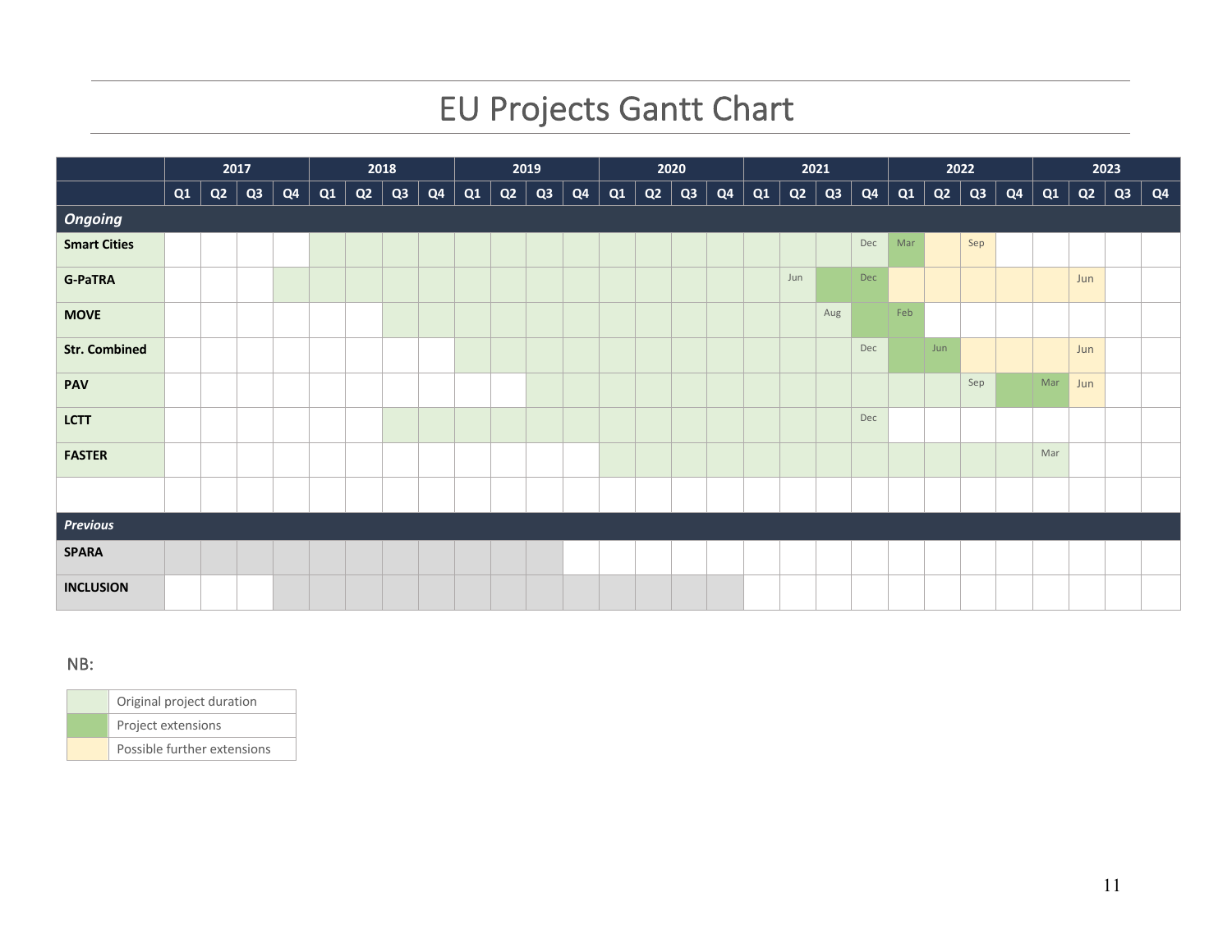# EU Projects Gantt Chart

2017 2018 2019 2020 2021 2022 2023

Q1 Q2 Q3 Q4 Q1 Q2 Q3 Q4 Q1 Q2 Q3 Q4 Q1 Q2 Q3 Q4 Q1 Q2 Q3 Q4 Q1 Q2 Q3 Q4 Q1 Q2 Q3 Q4

*Ongoing*

**Smart Cities** Dec Mar Sep

**G-PaTRA** Jun Dec Jun

**MOVE** Aug Feb

**Str. Combined** Dec Jun Jun

**PAV** Sep Mar Jun

**LCTT** Dec

**FASTER** Mar

*Previous*

**SPARA**

**INCLUSION**

NB:

| | |
|---|---|
| | Original project duration |
| | Project extensions |
| | Possible further extensions |